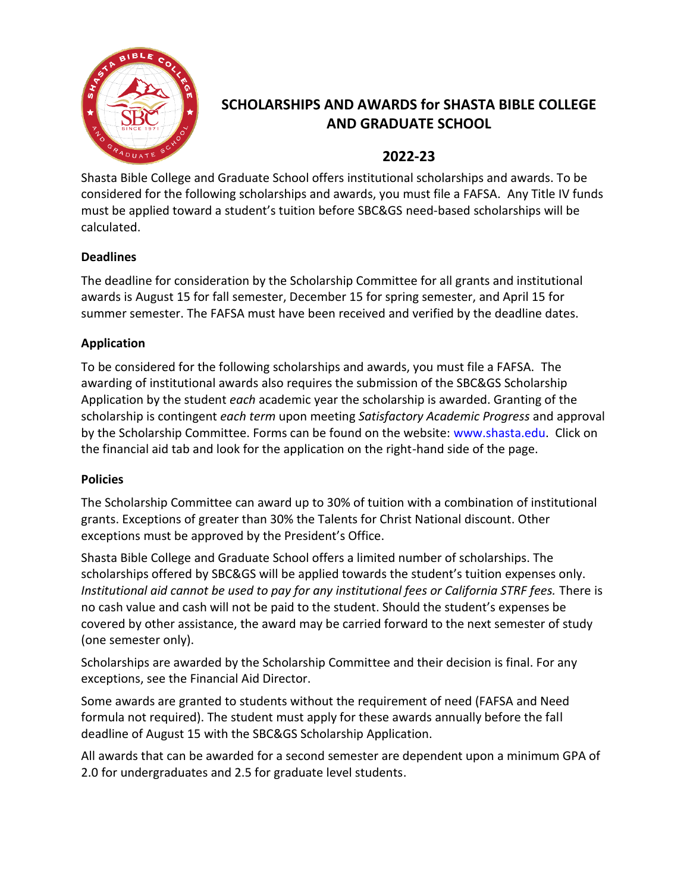# SCHOLARSHIPS AND AWARDS for SHASTA BIBLE COLLEGE AND GRADUATE SCHOOL

## 2022-23

Shasta Bible College and Graduate School offers institutional scholarships and awards. To be considered for the following scholarships and awards, you must file a FAFSA. Any Title IV funds must be applied toward a student's tuition before SBC&GS need-based scholarships will be calculated.

**Deadlines**

The deadline for consideration by the Scholarship Committee for all grants and institutional awards is August 15 for fall semester, December 15 for spring semester, and April 15 for summer semester. The FAFSA must have been received and verified by the deadline dates.

**Application**

To be considered for the following scholarships and awards, you must file a FAFSA. The awarding of institutional awards also requires the submission of the SBC&GS Scholarship Application by the student *each* academic year the scholarship is awarded. Granting of the scholarship is contingent *each term* upon meeting *Satisfactory Academic Progress* and approval by the Scholarship Committee. Forms can be found on the website: www.shasta.edu. Click on the financial aid tab and look for the application on the right-hand side of the page.

**Policies**

The Scholarship Committee can award up to 30% of tuition with a combination of institutional grants. Exceptions of greater than 30% the Talents for Christ National discount. Other exceptions must be approved by the President's Office.

Shasta Bible College and Graduate School offers a limited number of scholarships. The scholarships offered by SBC&GS will be applied towards the student's tuition expenses only. *Institutional aid cannot be used to pay for any institutional fees or California STRF fees.* There is no cash value and cash will not be paid to the student. Should the student's expenses be covered by other assistance, the award may be carried forward to the next semester of study (one semester only).

Scholarships are awarded by the Scholarship Committee and their decision is final. For any exceptions, see the Financial Aid Director.

Some awards are granted to students without the requirement of need (FAFSA and Need formula not required). The student must apply for these awards annually before the fall deadline of August 15 with the SBC&GS Scholarship Application.

All awards that can be awarded for a second semester are dependent upon a minimum GPA of 2.0 for undergraduates and 2.5 for graduate level students.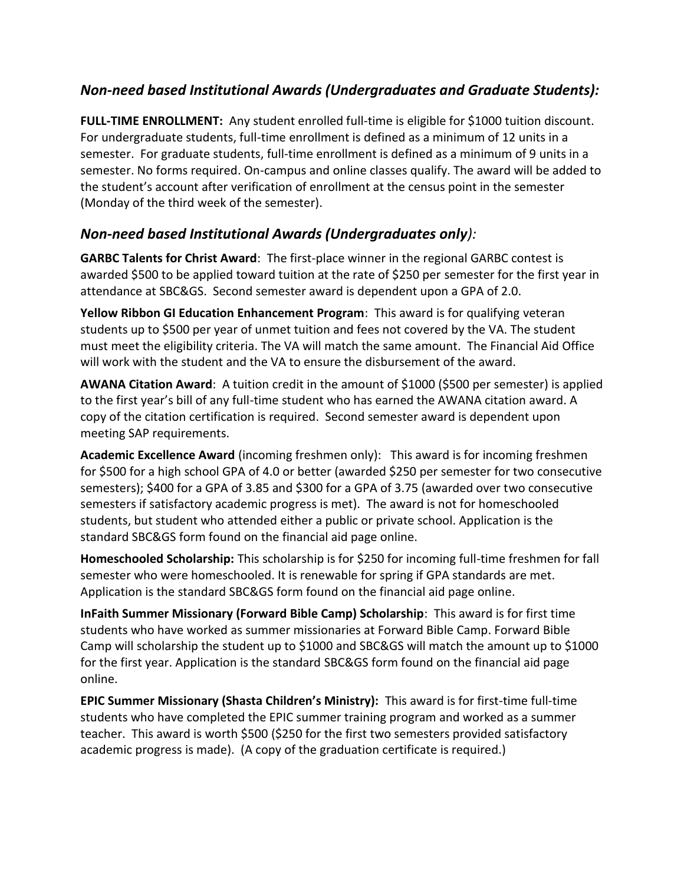## *Non-need based Institutional Awards (Undergraduates and Graduate Students):*

**FULL-TIME ENROLLMENT:** Any student enrolled full-time is eligible for $1000 tuition discount. For undergraduate students, full-time enrollment is defined as a minimum of 12 units in a semester. For graduate students, full-time enrollment is defined as a minimum of 9 units in a semester. No forms required. On-campus and online classes qualify. The award will be added to the student's account after verification of enrollment at the census point in the semester (Monday of the third week of the semester).

## *Non-need based Institutional Awards (Undergraduates only):*

**GARBC Talents for Christ Award**: The first-place winner in the regional GARBC contest is awarded $500 to be applied toward tuition at the rate of $250 per semester for the first year in attendance at SBC&GS. Second semester award is dependent upon a GPA of 2.0.

**Yellow Ribbon GI Education Enhancement Program**: This award is for qualifying veteran students up to $500 per year of unmet tuition and fees not covered by the VA. The student must meet the eligibility criteria. The VA will match the same amount. The Financial Aid Office will work with the student and the VA to ensure the disbursement of the award.

**AWANA Citation Award**: A tuition credit in the amount of $1000 ($500 per semester) is applied to the first year's bill of any full-time student who has earned the AWANA citation award. A copy of the citation certification is required. Second semester award is dependent upon meeting SAP requirements.

**Academic Excellence Award** (incoming freshmen only): This award is for incoming freshmen for $500 for a high school GPA of 4.0 or better (awarded $250 per semester for two consecutive semesters); $400 for a GPA of 3.85 and $300 for a GPA of 3.75 (awarded over two consecutive semesters if satisfactory academic progress is met). The award is not for homeschooled students, but student who attended either a public or private school. Application is the standard SBC&GS form found on the financial aid page online.

**Homeschooled Scholarship:** This scholarship is for $250 for incoming full-time freshmen for fall semester who were homeschooled. It is renewable for spring if GPA standards are met. Application is the standard SBC&GS form found on the financial aid page online.

**InFaith Summer Missionary (Forward Bible Camp) Scholarship**: This award is for first time students who have worked as summer missionaries at Forward Bible Camp. Forward Bible Camp will scholarship the student up to $1000 and SBC&GS will match the amount up to $1000 for the first year. Application is the standard SBC&GS form found on the financial aid page online.

**EPIC Summer Missionary (Shasta Children's Ministry):** This award is for first-time full-time students who have completed the EPIC summer training program and worked as a summer teacher. This award is worth $500 ($250 for the first two semesters provided satisfactory academic progress is made). (A copy of the graduation certificate is required.)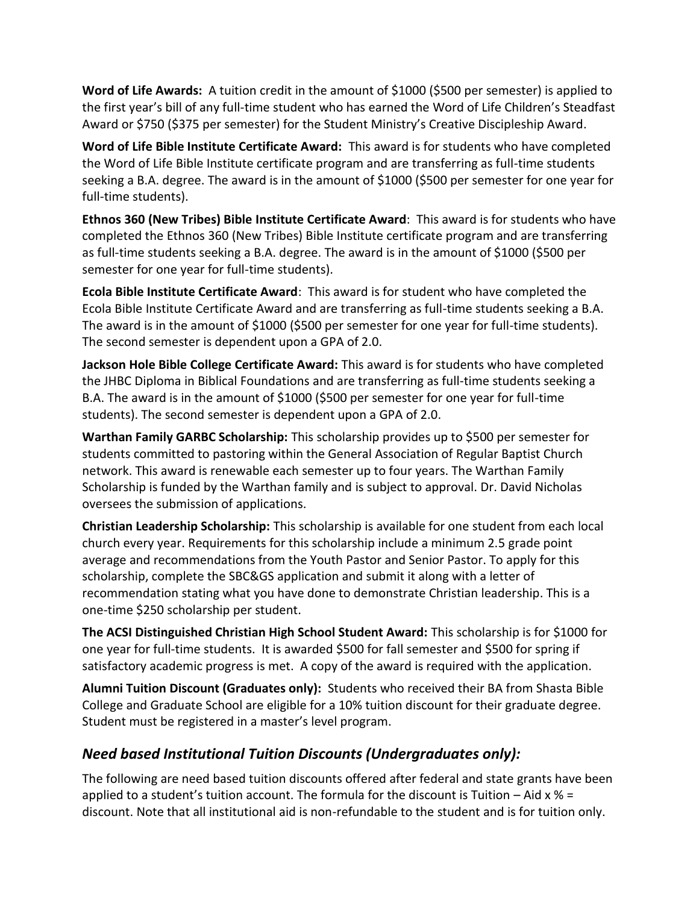**Word of Life Awards:** A tuition credit in the amount of $1000 ($500 per semester) is applied to the first year's bill of any full-time student who has earned the Word of Life Children's Steadfast Award or $750 ($375 per semester) for the Student Ministry's Creative Discipleship Award.

**Word of Life Bible Institute Certificate Award:** This award is for students who have completed the Word of Life Bible Institute certificate program and are transferring as full-time students seeking a B.A. degree. The award is in the amount of $1000 ($500 per semester for one year for full-time students).

**Ethnos 360 (New Tribes) Bible Institute Certificate Award**: This award is for students who have completed the Ethnos 360 (New Tribes) Bible Institute certificate program and are transferring as full-time students seeking a B.A. degree. The award is in the amount of $1000 ($500 per semester for one year for full-time students).

**Ecola Bible Institute Certificate Award**: This award is for student who have completed the Ecola Bible Institute Certificate Award and are transferring as full-time students seeking a B.A. The award is in the amount of $1000 ($500 per semester for one year for full-time students). The second semester is dependent upon a GPA of 2.0.

**Jackson Hole Bible College Certificate Award:** This award is for students who have completed the JHBC Diploma in Biblical Foundations and are transferring as full-time students seeking a B.A. The award is in the amount of $1000 ($500 per semester for one year for full-time students). The second semester is dependent upon a GPA of 2.0.

**Warthan Family GARBC Scholarship:** This scholarship provides up to $500 per semester for students committed to pastoring within the General Association of Regular Baptist Church network. This award is renewable each semester up to four years. The Warthan Family Scholarship is funded by the Warthan family and is subject to approval. Dr. David Nicholas oversees the submission of applications.

**Christian Leadership Scholarship:** This scholarship is available for one student from each local church every year. Requirements for this scholarship include a minimum 2.5 grade point average and recommendations from the Youth Pastor and Senior Pastor. To apply for this scholarship, complete the SBC&GS application and submit it along with a letter of recommendation stating what you have done to demonstrate Christian leadership. This is a one-time $250 scholarship per student.

**The ACSI Distinguished Christian High School Student Award:** This scholarship is for $1000 for one year for full-time students. It is awarded $500 for fall semester and $500 for spring if satisfactory academic progress is met. A copy of the award is required with the application.

**Alumni Tuition Discount (Graduates only):** Students who received their BA from Shasta Bible College and Graduate School are eligible for a 10% tuition discount for their graduate degree. Student must be registered in a master's level program.

## *Need based Institutional Tuition Discounts (Undergraduates only):*

The following are need based tuition discounts offered after federal and state grants have been applied to a student's tuition account. The formula for the discount is Tuition – Aid x % = discount. Note that all institutional aid is non-refundable to the student and is for tuition only.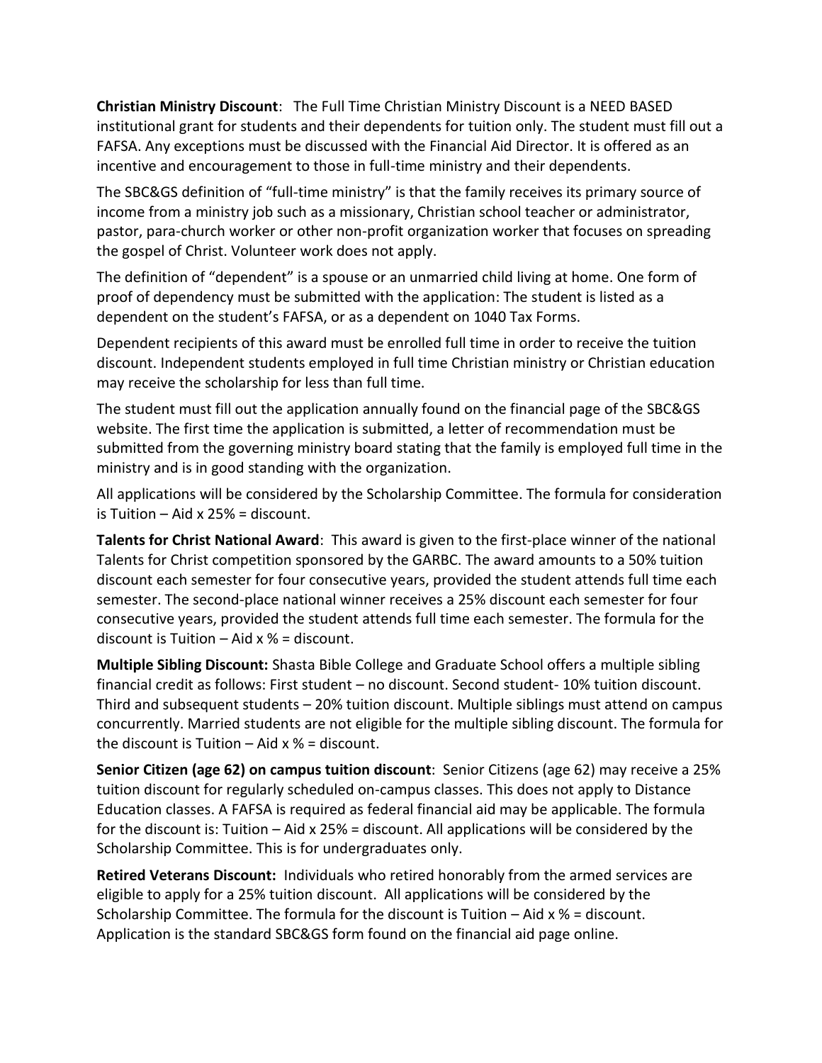**Christian Ministry Discount**: The Full Time Christian Ministry Discount is a NEED BASED institutional grant for students and their dependents for tuition only. The student must fill out a FAFSA. Any exceptions must be discussed with the Financial Aid Director. It is offered as an incentive and encouragement to those in full-time ministry and their dependents.

The SBC&GS definition of "full-time ministry" is that the family receives its primary source of income from a ministry job such as a missionary, Christian school teacher or administrator, pastor, para-church worker or other non-profit organization worker that focuses on spreading the gospel of Christ. Volunteer work does not apply.

The definition of "dependent" is a spouse or an unmarried child living at home. One form of proof of dependency must be submitted with the application: The student is listed as a dependent on the student's FAFSA, or as a dependent on 1040 Tax Forms.

Dependent recipients of this award must be enrolled full time in order to receive the tuition discount. Independent students employed in full time Christian ministry or Christian education may receive the scholarship for less than full time.

The student must fill out the application annually found on the financial page of the SBC&GS website. The first time the application is submitted, a letter of recommendation must be submitted from the governing ministry board stating that the family is employed full time in the ministry and is in good standing with the organization.

All applications will be considered by the Scholarship Committee. The formula for consideration is Tuition – Aid x 25% = discount.

**Talents for Christ National Award**: This award is given to the first-place winner of the national Talents for Christ competition sponsored by the GARBC. The award amounts to a 50% tuition discount each semester for four consecutive years, provided the student attends full time each semester. The second-place national winner receives a 25% discount each semester for four consecutive years, provided the student attends full time each semester. The formula for the discount is Tuition – Aid x % = discount.

**Multiple Sibling Discount:** Shasta Bible College and Graduate School offers a multiple sibling financial credit as follows: First student – no discount. Second student- 10% tuition discount. Third and subsequent students – 20% tuition discount. Multiple siblings must attend on campus concurrently. Married students are not eligible for the multiple sibling discount. The formula for the discount is Tuition – Aid x % = discount.

**Senior Citizen (age 62) on campus tuition discount**: Senior Citizens (age 62) may receive a 25% tuition discount for regularly scheduled on-campus classes. This does not apply to Distance Education classes. A FAFSA is required as federal financial aid may be applicable. The formula for the discount is: Tuition – Aid x 25% = discount. All applications will be considered by the Scholarship Committee. This is for undergraduates only.

**Retired Veterans Discount:** Individuals who retired honorably from the armed services are eligible to apply for a 25% tuition discount. All applications will be considered by the Scholarship Committee. The formula for the discount is Tuition – Aid x % = discount. Application is the standard SBC&GS form found on the financial aid page online.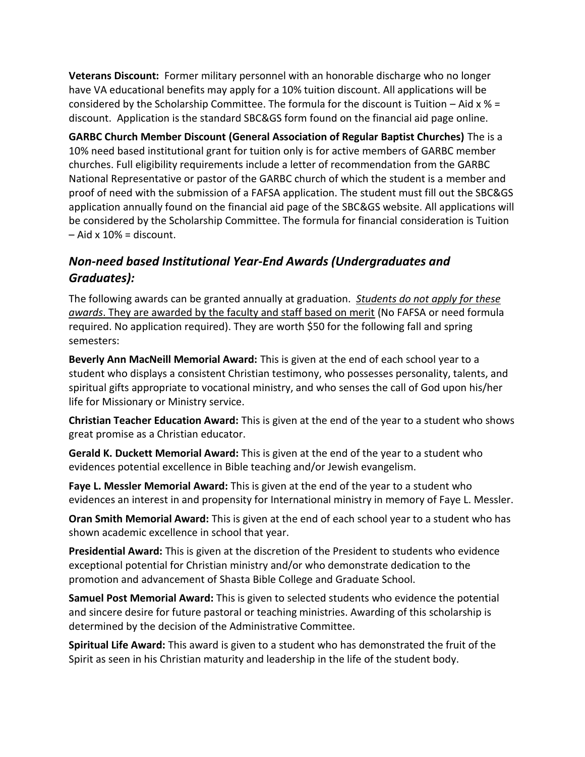**Veterans Discount:** Former military personnel with an honorable discharge who no longer have VA educational benefits may apply for a 10% tuition discount. All applications will be considered by the Scholarship Committee. The formula for the discount is Tuition – Aid x % = discount. Application is the standard SBC&GS form found on the financial aid page online.

**GARBC Church Member Discount (General Association of Regular Baptist Churches)** The is a 10% need based institutional grant for tuition only is for active members of GARBC member churches. Full eligibility requirements include a letter of recommendation from the GARBC National Representative or pastor of the GARBC church of which the student is a member and proof of need with the submission of a FAFSA application. The student must fill out the SBC&GS application annually found on the financial aid page of the SBC&GS website. All applications will be considered by the Scholarship Committee. The formula for financial consideration is Tuition – Aid x 10% = discount.

## *Non-need based Institutional Year-End Awards (Undergraduates and Graduates):*

The following awards can be granted annually at graduation. ***Students do not apply for these awards***. They are awarded by the faculty and staff based on merit (No FAFSA or need formula required. No application required). They are worth $50 for the following fall and spring semesters:

**Beverly Ann MacNeill Memorial Award:** This is given at the end of each school year to a student who displays a consistent Christian testimony, who possesses personality, talents, and spiritual gifts appropriate to vocational ministry, and who senses the call of God upon his/her life for Missionary or Ministry service.

**Christian Teacher Education Award:** This is given at the end of the year to a student who shows great promise as a Christian educator.

**Gerald K. Duckett Memorial Award:** This is given at the end of the year to a student who evidences potential excellence in Bible teaching and/or Jewish evangelism.

**Faye L. Messler Memorial Award:** This is given at the end of the year to a student who evidences an interest in and propensity for International ministry in memory of Faye L. Messler.

**Oran Smith Memorial Award:** This is given at the end of each school year to a student who has shown academic excellence in school that year.

**Presidential Award:** This is given at the discretion of the President to students who evidence exceptional potential for Christian ministry and/or who demonstrate dedication to the promotion and advancement of Shasta Bible College and Graduate School.

**Samuel Post Memorial Award:** This is given to selected students who evidence the potential and sincere desire for future pastoral or teaching ministries. Awarding of this scholarship is determined by the decision of the Administrative Committee.

**Spiritual Life Award:** This award is given to a student who has demonstrated the fruit of the Spirit as seen in his Christian maturity and leadership in the life of the student body.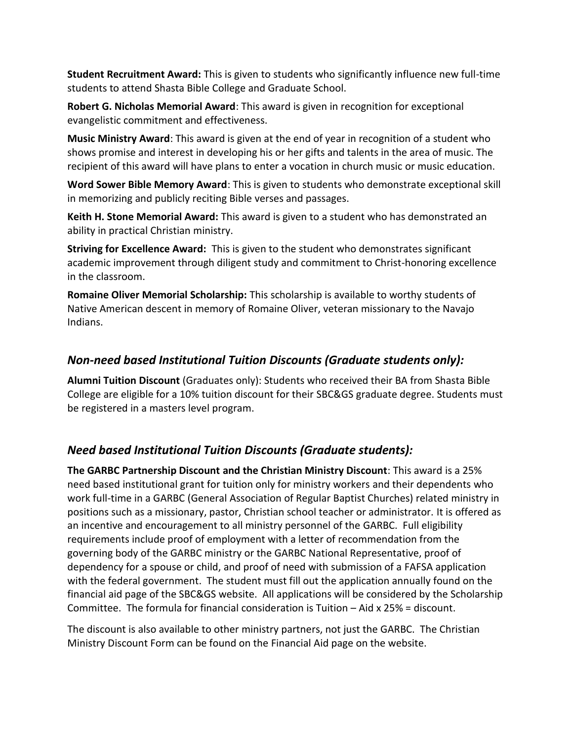**Student Recruitment Award:** This is given to students who significantly influence new full-time students to attend Shasta Bible College and Graduate School.

**Robert G. Nicholas Memorial Award**: This award is given in recognition for exceptional evangelistic commitment and effectiveness.

**Music Ministry Award**: This award is given at the end of year in recognition of a student who shows promise and interest in developing his or her gifts and talents in the area of music. The recipient of this award will have plans to enter a vocation in church music or music education.

**Word Sower Bible Memory Award**: This is given to students who demonstrate exceptional skill in memorizing and publicly reciting Bible verses and passages.

**Keith H. Stone Memorial Award:** This award is given to a student who has demonstrated an ability in practical Christian ministry.

**Striving for Excellence Award:** This is given to the student who demonstrates significant academic improvement through diligent study and commitment to Christ-honoring excellence in the classroom.

**Romaine Oliver Memorial Scholarship:** This scholarship is available to worthy students of Native American descent in memory of Romaine Oliver, veteran missionary to the Navajo Indians.

## *Non-need based Institutional Tuition Discounts (Graduate students only):*

**Alumni Tuition Discount** (Graduates only): Students who received their BA from Shasta Bible College are eligible for a 10% tuition discount for their SBC&GS graduate degree. Students must be registered in a masters level program.

## *Need based Institutional Tuition Discounts (Graduate students):*

**The GARBC Partnership Discount and the Christian Ministry Discount**: This award is a 25% need based institutional grant for tuition only for ministry workers and their dependents who work full-time in a GARBC (General Association of Regular Baptist Churches) related ministry in positions such as a missionary, pastor, Christian school teacher or administrator. It is offered as an incentive and encouragement to all ministry personnel of the GARBC. Full eligibility requirements include proof of employment with a letter of recommendation from the governing body of the GARBC ministry or the GARBC National Representative, proof of dependency for a spouse or child, and proof of need with submission of a FAFSA application with the federal government. The student must fill out the application annually found on the financial aid page of the SBC&GS website. All applications will be considered by the Scholarship Committee. The formula for financial consideration is Tuition – Aid x 25% = discount.

The discount is also available to other ministry partners, not just the GARBC. The Christian Ministry Discount Form can be found on the Financial Aid page on the website.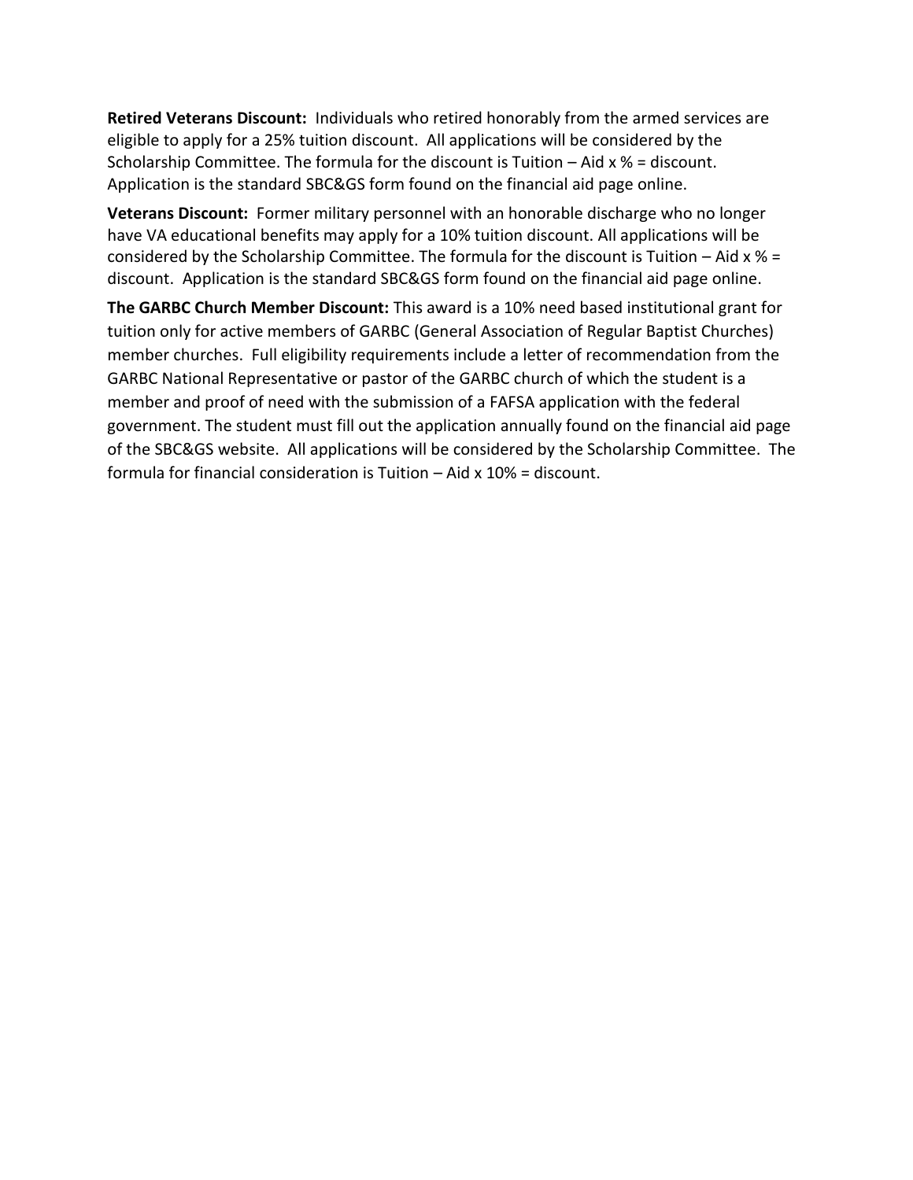**Retired Veterans Discount:** Individuals who retired honorably from the armed services are eligible to apply for a 25% tuition discount. All applications will be considered by the Scholarship Committee. The formula for the discount is Tuition – Aid x % = discount. Application is the standard SBC&GS form found on the financial aid page online.

**Veterans Discount:** Former military personnel with an honorable discharge who no longer have VA educational benefits may apply for a 10% tuition discount. All applications will be considered by the Scholarship Committee. The formula for the discount is Tuition – Aid x % = discount. Application is the standard SBC&GS form found on the financial aid page online.

**The GARBC Church Member Discount:** This award is a 10% need based institutional grant for tuition only for active members of GARBC (General Association of Regular Baptist Churches) member churches. Full eligibility requirements include a letter of recommendation from the GARBC National Representative or pastor of the GARBC church of which the student is a member and proof of need with the submission of a FAFSA application with the federal government. The student must fill out the application annually found on the financial aid page of the SBC&GS website. All applications will be considered by the Scholarship Committee. The formula for financial consideration is Tuition – Aid x 10% = discount.